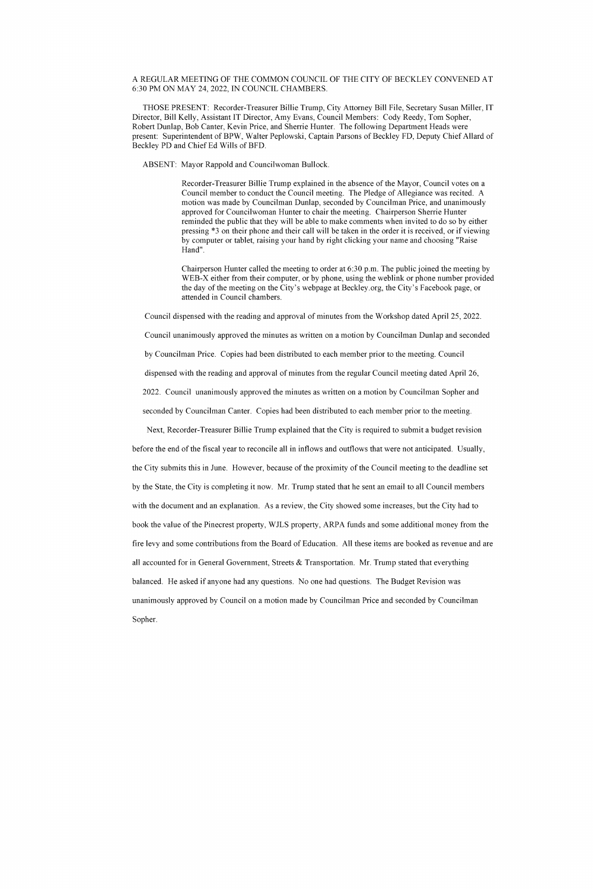A REGULAR MEETING OF THE COMMON COUNCIL OF THE CITY OF BECKLEY CONVENED AT 6:30 PM ON MAY 24, 2022, IN COUNCIL CHAMBERS.

THOSE PRESENT: Recorder-Treasurer Billie Trump, City Attorney Bill File, Secretary Susan Miller, IT Director, Bill Kelly, Assistant IT Director, Amy Evans, Council Members: Cody Reedy, Tom Sopher, Robert Dunlap, Bob Canter, Kevin Price, and Sherrie Hunter. The following Department Heads were present: Superintendent of BPW, Walter Peplowski, Captain Parsons of Beckley FD, Deputy Chief Allard of Beckley PD and Chief Ed Wills of BFD.

ABSENT: Mayor Rappold and Councilwoman Bullock.

Recorder-Treasurer Billie Trump explained in the absence of the Mayor, Council votes on a Council member to conduct the Council meeting. The Pledge of Allegiance was recited. A motion was made by Councilman Dunlap, seconded by Councilman Price, and unanimously approved for Councilwoman Hunter to chair the meeting. Chairperson Sherrie Hunter reminded the public that they will be able to make comments when invited to do so by either pressing *3 on their phone and their call will be taken in the order it is received, or if viewing by computer or tablet, raising your hand by right clicking your name and choosing "Raise Hand".

Chairperson Hunter called the meeting to order at 6:30 p.m. The public joined the meeting by WEB-X either from their computer, or by phone, using the weblink or phone number provided the day of the meeting on the City's webpage at Beckley.org, the City's Facebook page, or attended in Council chambers.

Council dispensed with the reading and approval of minutes from the Workshop dated April 25, 2022. Council unanimously approved the minutes as written on a motion by Councilman Dunlap and seconded by Councilman Price. Copies had been distributed to each member prior to the meeting. Council dispensed with the reading and approval of minutes from the regular Council meeting dated April 26, 2022. Council unanimously approved the minutes as written on a motion by Councilman Sopher and seconded by Councilman Canter. Copies had been distributed to each member prior to the meeting.

Next, Recorder-Treasurer Billie Trump explained that the City is required to submit a budget revision before the end of the fiscal year to reconcile all in inflows and outflows that were not anticipated. Usually, the City submits this in June. However, because of the proximity of the Council meeting to the deadline set by the State, the City is completing it now. Mr. Trump stated that he sent an email to all Council members with the document and an explanation. As a review, the City showed some increases, but the City had to book the value of the Pinecrest property, WJLS property, ARPA funds and some additional money from the fire levy and some contributions from the Board of Education. All these items are booked as revenue and are all accounted for in General Government, Streets & Transportation. Mr. Trump stated that everything balanced. He asked if anyone had any questions. No one had questions. The Budget Revision was unanimously approved by Council on a motion made by Councilman Price and seconded by Councilman Sopher.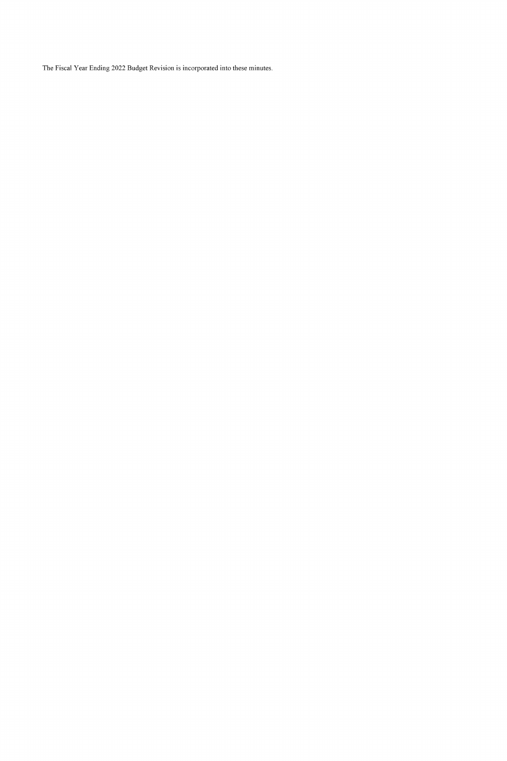The Fiscal Year Ending 2022 Budget Revision is incorporated into these minutes.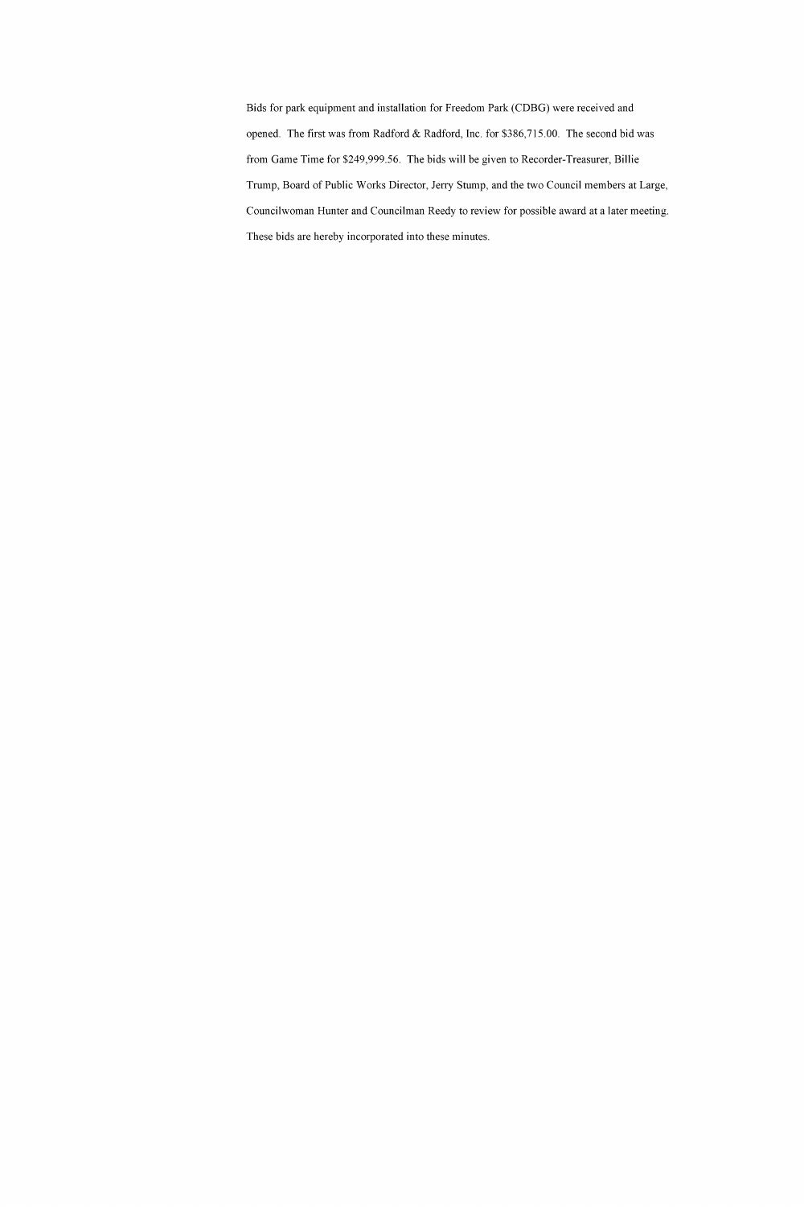Bids for park equipment and installation for Freedom Park (CDBG) were received and opened. The first was from Radford & Radford, Inc. for $386,715.00. The second bid was from Game Time for $249,999.56. The bids will be given to Recorder-Treasurer, Billie Trump, Board of Public Works Director, Jerry Stump, and the two Council members at Large, Councilwoman Hunter and Councilman Reedy to review for possible award at a later meeting. These bids are hereby incorporated into these minutes.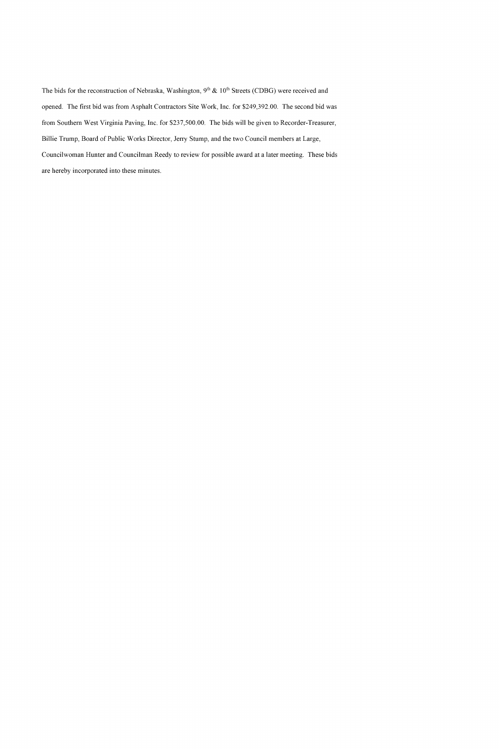The bids for the reconstruction of Nebraska, Washington, 9th & 10th Streets (CDBG) were received and opened. The first bid was from Asphalt Contractors Site Work, Inc. for $249,392.00. The second bid was from Southern West Virginia Paving, Inc. for $237,500.00. The bids will be given to Recorder-Treasurer, Billie Trump, Board of Public Works Director, Jerry Stump, and the two Council members at Large, Councilwoman Hunter and Councilman Reedy to review for possible award at a later meeting. These bids are hereby incorporated into these minutes.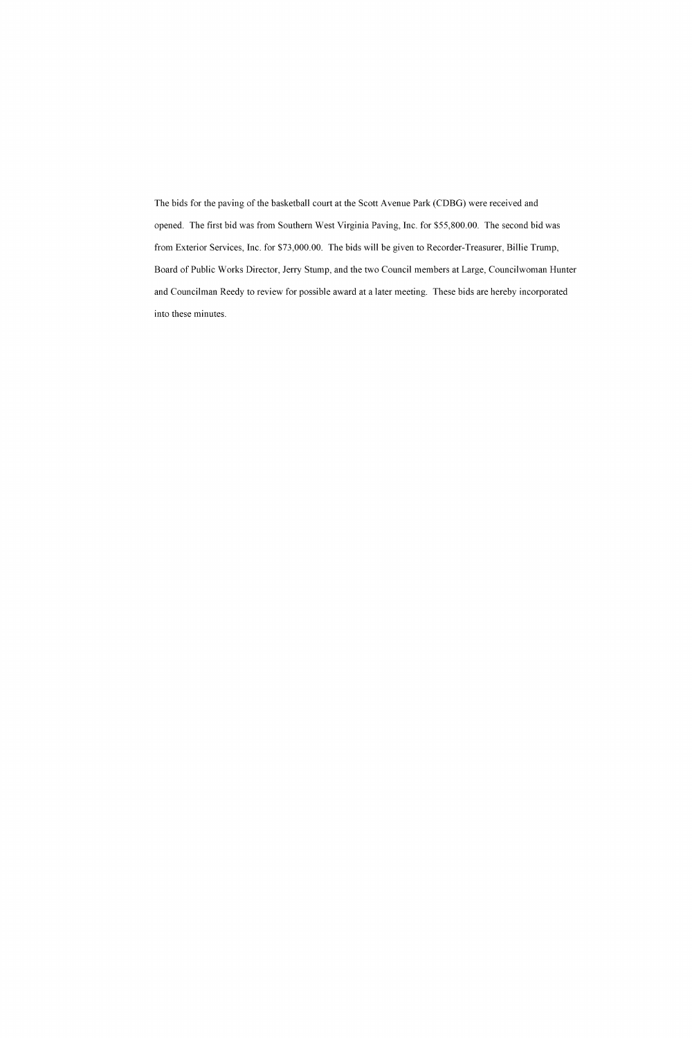The bids for the paving of the basketball court at the Scott Avenue Park (CDBG) were received and opened. The first bid was from Southern West Virginia Paving, Inc. for $55,800.00. The second bid was from Exterior Services, Inc. for $73,000.00. The bids will be given to Recorder-Treasurer, Billie Trump, Board of Public Works Director, Jerry Stump, and the two Council members at Large, Councilwoman Hunter and Councilman Reedy to review for possible award at a later meeting. These bids are hereby incorporated into these minutes.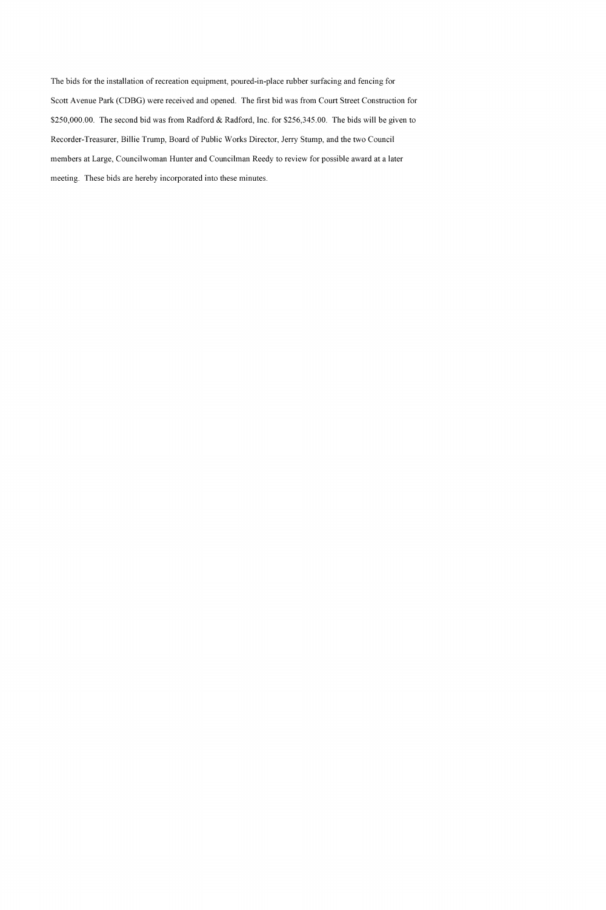The bids for the installation of recreation equipment, poured-in-place rubber surfacing and fencing for Scott Avenue Park (CDBG) were received and opened. The first bid was from Court Street Construction for $250,000.00. The second bid was from Radford & Radford, Inc. for $256,345.00. The bids will be given to Recorder-Treasurer, Billie Trump, Board of Public Works Director, Jerry Stump, and the two Council members at Large, Councilwoman Hunter and Councilman Reedy to review for possible award at a later meeting. These bids are hereby incorporated into these minutes.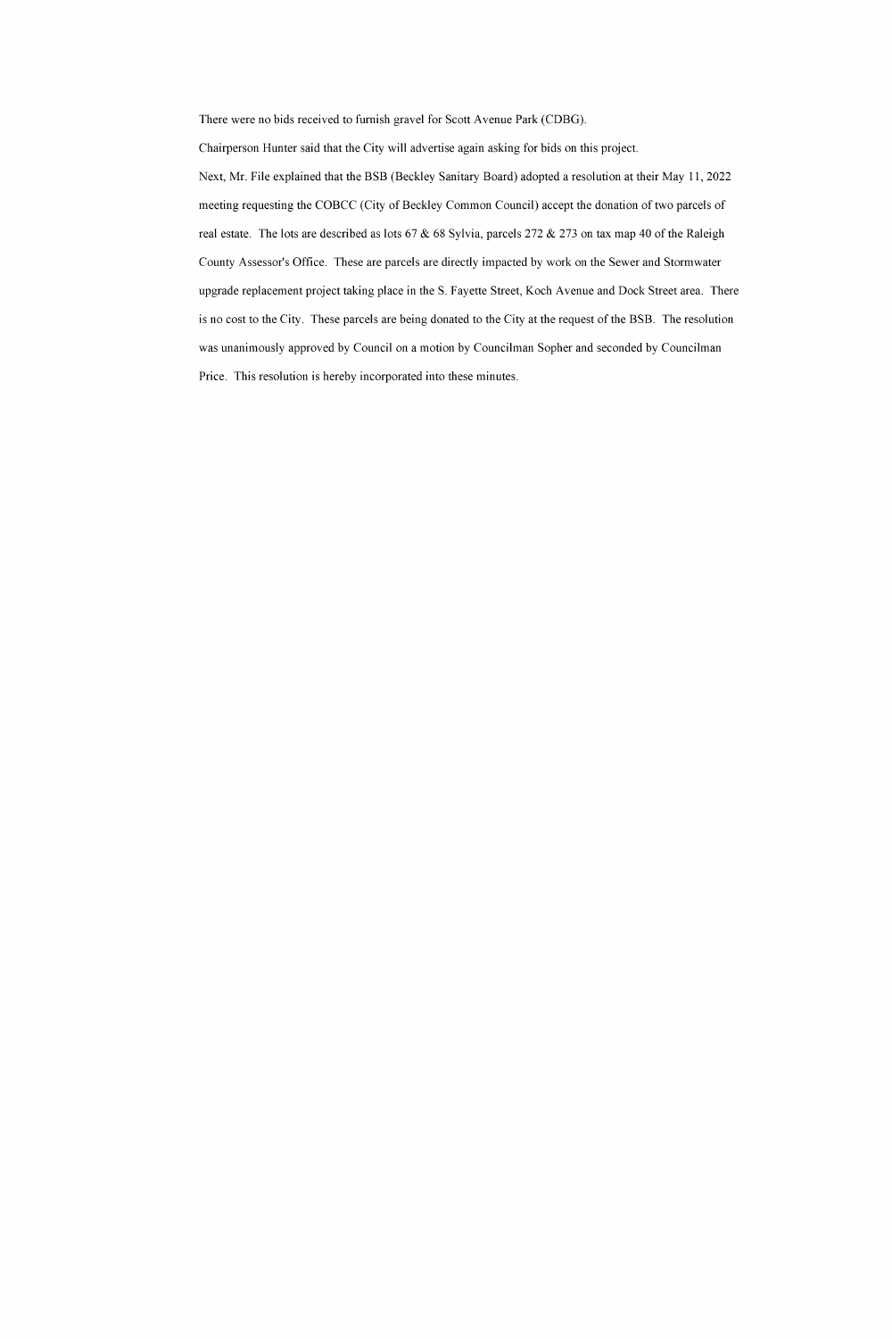There were no bids received to furnish gravel for Scott Avenue Park (CDBG).

Chairperson Hunter said that the City will advertise again asking for bids on this project.

Next, Mr. File explained that the BSB (Beckley Sanitary Board) adopted a resolution at their May 11, 2022 meeting requesting the COBCC (City of Beckley Common Council) accept the donation of two parcels of real estate. The lots are described as lots 67 & 68 Sylvia, parcels 272 & 273 on tax map 40 of the Raleigh County Assessor's Office. These are parcels are directly impacted by work on the Sewer and Stormwater upgrade replacement project taking place in the S. Fayette Street, Koch Avenue and Dock Street area. There is no cost to the City. These parcels are being donated to the City at the request of the BSB. The resolution was unanimously approved by Council on a motion by Councilman Sopher and seconded by Councilman Price. This resolution is hereby incorporated into these minutes.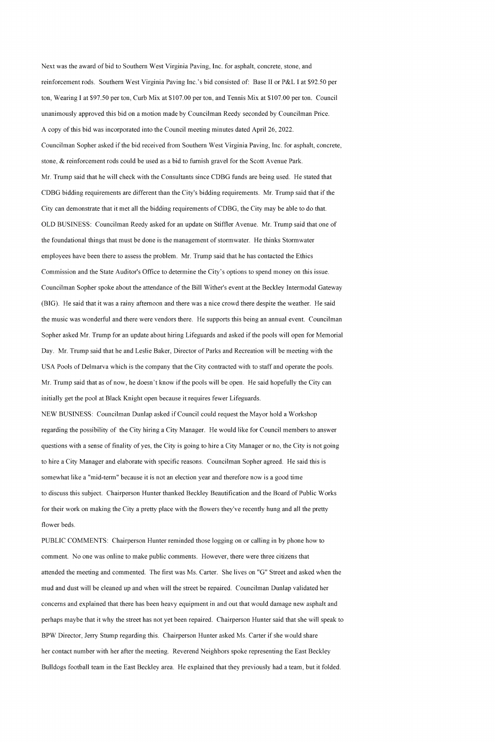Next was the award of bid to Southern West Virginia Paving, Inc. for asphalt, concrete, stone, and reinforcement rods. Southern West Virginia Paving Inc.'s bid consisted of: Base II or P&L I at $92.50 per ton, Wearing I at $97.50 per ton, Curb Mix at $107.00 per ton, and Tennis Mix at $107.00 per ton. Council unanimously approved this bid on a motion made by Councilman Reedy seconded by Councilman Price. A copy of this bid was incorporated into the Council meeting minutes dated April 26, 2022.

Councilman Sopher asked if the bid received from Southern West Virginia Paving, Inc. for asphalt, concrete, stone, & reinforcement rods could be used as a bid to furnish gravel for the Scott Avenue Park.

Mr. Trump said that he will check with the Consultants since CDBG funds are being used. He stated that CDBG bidding requirements are different than the City's bidding requirements. Mr. Trump said that if the City can demonstrate that it met all the bidding requirements of CDBG, the City may be able to do that.

OLD BUSINESS: Councilman Reedy asked for an update on Stiffler Avenue. Mr. Trump said that one of the foundational things that must be done is the management of stormwater. He thinks Stormwater employees have been there to assess the problem. Mr. Trump said that he has contacted the Ethics Commission and the State Auditor's Office to determine the City's options to spend money on this issue. Councilman Sopher spoke about the attendance of the Bill Wither's event at the Beckley Intermodal Gateway (BIG). He said that it was a rainy afternoon and there was a nice crowd there despite the weather. He said the music was wonderful and there were vendors there. He supports this being an annual event. Councilman Sopher asked Mr. Trump for an update about hiring Lifeguards and asked if the pools will open for Memorial Day. Mr. Trump said that he and Leslie Baker, Director of Parks and Recreation will be meeting with the USA Pools of Delmarva which is the company that the City contracted with to staff and operate the pools. Mr. Trump said that as of now, he doesn't know if the pools will be open. He said hopefully the City can initially get the pool at Black Knight open because it requires fewer Lifeguards.

NEW BUSINESS: Councilman Dunlap asked if Council could request the Mayor hold a Workshop regarding the possibility of the City hiring a City Manager. He would like for Council members to answer questions with a sense of finality of yes, the City is going to hire a City Manager or no, the City is not going to hire a City Manager and elaborate with specific reasons. Councilman Sopher agreed. He said this is somewhat like a "mid-term" because it is not an election year and therefore now is a good time to discuss this subject. Chairperson Hunter thanked Beckley Beautification and the Board of Public Works for their work on making the City a pretty place with the flowers they've recently hung and all the pretty flower beds.

PUBLIC COMMENTS: Chairperson Hunter reminded those logging on or calling in by phone how to comment. No one was online to make public comments. However, there were three citizens that attended the meeting and commented. The first was Ms. Carter. She lives on "G" Street and asked when the mud and dust will be cleaned up and when will the street be repaired. Councilman Dunlap validated her concerns and explained that there has been heavy equipment in and out that would damage new asphalt and perhaps maybe that it why the street has not yet been repaired. Chairperson Hunter said that she will speak to BPW Director, Jerry Stump regarding this. Chairperson Hunter asked Ms. Carter if she would share her contact number with her after the meeting. Reverend Neighbors spoke representing the East Beckley Bulldogs football team in the East Beckley area. He explained that they previously had a team, but it folded.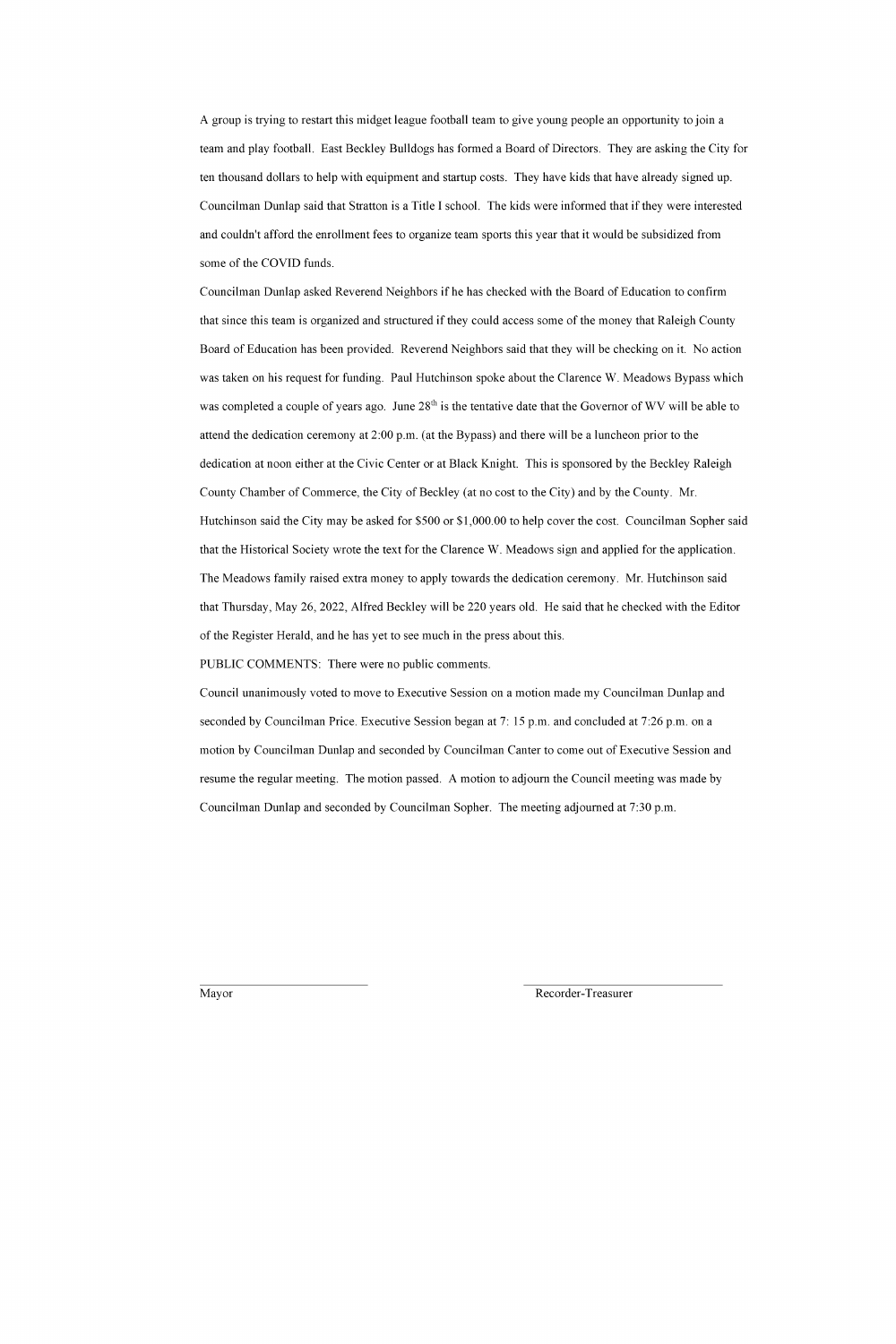A group is trying to restart this midget league football team to give young people an opportunity to join a team and play football. East Beckley Bulldogs has formed a Board of Directors. They are asking the City for ten thousand dollars to help with equipment and startup costs. They have kids that have already signed up. Councilman Dunlap said that Stratton is a Title I school. The kids were informed that if they were interested and couldn't afford the enrollment fees to organize team sports this year that it would be subsidized from some of the COVID funds.

Councilman Dunlap asked Reverend Neighbors if he has checked with the Board of Education to confirm that since this team is organized and structured if they could access some of the money that Raleigh County Board of Education has been provided. Reverend Neighbors said that they will be checking on it. No action was taken on his request for funding. Paul Hutchinson spoke about the Clarence W. Meadows Bypass which was completed a couple of years ago. June 28th is the tentative date that the Governor of WV will be able to attend the dedication ceremony at 2:00 p.m. (at the Bypass) and there will be a luncheon prior to the dedication at noon either at the Civic Center or at Black Knight. This is sponsored by the Beckley Raleigh County Chamber of Commerce, the City of Beckley (at no cost to the City) and by the County. Mr. Hutchinson said the City may be asked for $500 or $1,000.00 to help cover the cost. Councilman Sopher said that the Historical Society wrote the text for the Clarence W. Meadows sign and applied for the application. The Meadows family raised extra money to apply towards the dedication ceremony. Mr. Hutchinson said that Thursday, May 26, 2022, Alfred Beckley will be 220 years old. He said that he checked with the Editor of the Register Herald, and he has yet to see much in the press about this.

PUBLIC COMMENTS: There were no public comments.

Council unanimously voted to move to Executive Session on a motion made my Councilman Dunlap and seconded by Councilman Price. Executive Session began at 7: 15 p.m. and concluded at 7:26 p.m. on a motion by Councilman Dunlap and seconded by Councilman Canter to come out of Executive Session and resume the regular meeting. The motion passed. A motion to adjourn the Council meeting was made by Councilman Dunlap and seconded by Councilman Sopher. The meeting adjourned at 7:30 p.m.

\_\_\_\_\_\_\_\_\_\_\_\_\_\_\_\_\_\_\_\_\_\_\_\_\_\_
Mayor

\_\_\_\_\_\_\_\_\_\_\_\_\_\_\_\_\_\_\_\_\_\_\_\_\_\_
Recorder-Treasurer